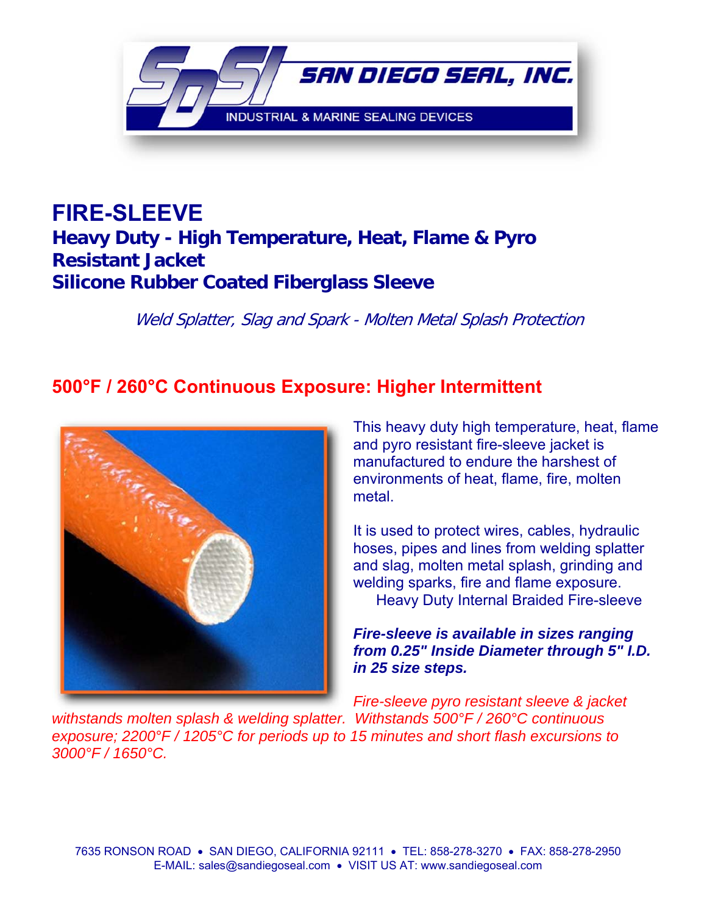SAN DIEGO SEAL, INC.

INDUSTRIAL & MARINE SEALING DEVICES

# FIRE-SLEEVE

## Heavy Duty - High Temperature, Heat, Flame & Pyro Resistant Jacket
## Silicone Rubber Coated Fiberglass Sleeve

*Weld Splatter, Slag and Spark - Molten Metal Splash Protection*

## 500°F / 260°C Continuous Exposure: Higher Intermittent

This heavy duty high temperature, heat, flame and pyro resistant fire-sleeve jacket is manufactured to endure the harshest of environments of heat, flame, fire, molten metal.

It is used to protect wires, cables, hydraulic hoses, pipes and lines from welding splatter and slag, molten metal splash, grinding and welding sparks, fire and flame exposure.

Heavy Duty Internal Braided Fire-sleeve

***Fire-sleeve is available in sizes ranging from 0.25" Inside Diameter through 5" I.D. in 25 size steps.***

*Fire-sleeve pyro resistant sleeve & jacket withstands molten splash & welding splatter. Withstands 500°F / 260°C continuous exposure; 2200°F / 1205°C for periods up to 15 minutes and short flash excursions to 3000°F / 1650°C.*

7635 RONSON ROAD • SAN DIEGO, CALIFORNIA 92111 • TEL: 858-278-3270 • FAX: 858-278-2950
E-MAIL: sales@sandiegoseal.com • VISIT US AT: www.sandiegoseal.com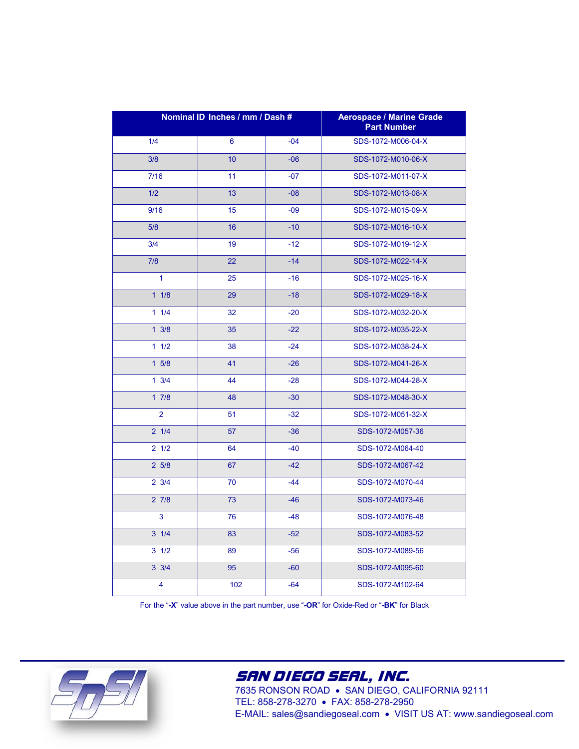| Nominal ID Inches / mm / Dash # | | | Aerospace / Marine Grade Part Number |
|---|---|---|---|
| 1/4 | 6 | -04 | SDS-1072-M006-04-X |
| 3/8 | 10 | -06 | SDS-1072-M010-06-X |
| 7/16 | 11 | -07 | SDS-1072-M011-07-X |
| 1/2 | 13 | -08 | SDS-1072-M013-08-X |
| 9/16 | 15 | -09 | SDS-1072-M015-09-X |
| 5/8 | 16 | -10 | SDS-1072-M016-10-X |
| 3/4 | 19 | -12 | SDS-1072-M019-12-X |
| 7/8 | 22 | -14 | SDS-1072-M022-14-X |
| 1 | 25 | -16 | SDS-1072-M025-16-X |
| 1 1/8 | 29 | -18 | SDS-1072-M029-18-X |
| 1 1/4 | 32 | -20 | SDS-1072-M032-20-X |
| 1 3/8 | 35 | -22 | SDS-1072-M035-22-X |
| 1 1/2 | 38 | -24 | SDS-1072-M038-24-X |
| 1 5/8 | 41 | -26 | SDS-1072-M041-26-X |
| 1 3/4 | 44 | -28 | SDS-1072-M044-28-X |
| 1 7/8 | 48 | -30 | SDS-1072-M048-30-X |
| 2 | 51 | -32 | SDS-1072-M051-32-X |
| 2 1/4 | 57 | -36 | SDS-1072-M057-36 |
| 2 1/2 | 64 | -40 | SDS-1072-M064-40 |
| 2 5/8 | 67 | -42 | SDS-1072-M067-42 |
| 2 3/4 | 70 | -44 | SDS-1072-M070-44 |
| 2 7/8 | 73 | -46 | SDS-1072-M073-46 |
| 3 | 76 | -48 | SDS-1072-M076-48 |
| 3 1/4 | 83 | -52 | SDS-1072-M083-52 |
| 3 1/2 | 89 | -56 | SDS-1072-M089-56 |
| 3 3/4 | 95 | -60 | SDS-1072-M095-60 |
| 4 | 102 | -64 | SDS-1072-M102-64 |

For the "**-X**" value above in the part number, use "**-OR**" for Oxide-Red or "**-BK**" for Black

**SAN DIEGO SEAL, INC.**
7635 RONSON ROAD • SAN DIEGO, CALIFORNIA 92111
TEL: 858-278-3270 • FAX: 858-278-2950
E-MAIL: sales@sandiegoseal.com • VISIT US AT: www.sandiegoseal.com